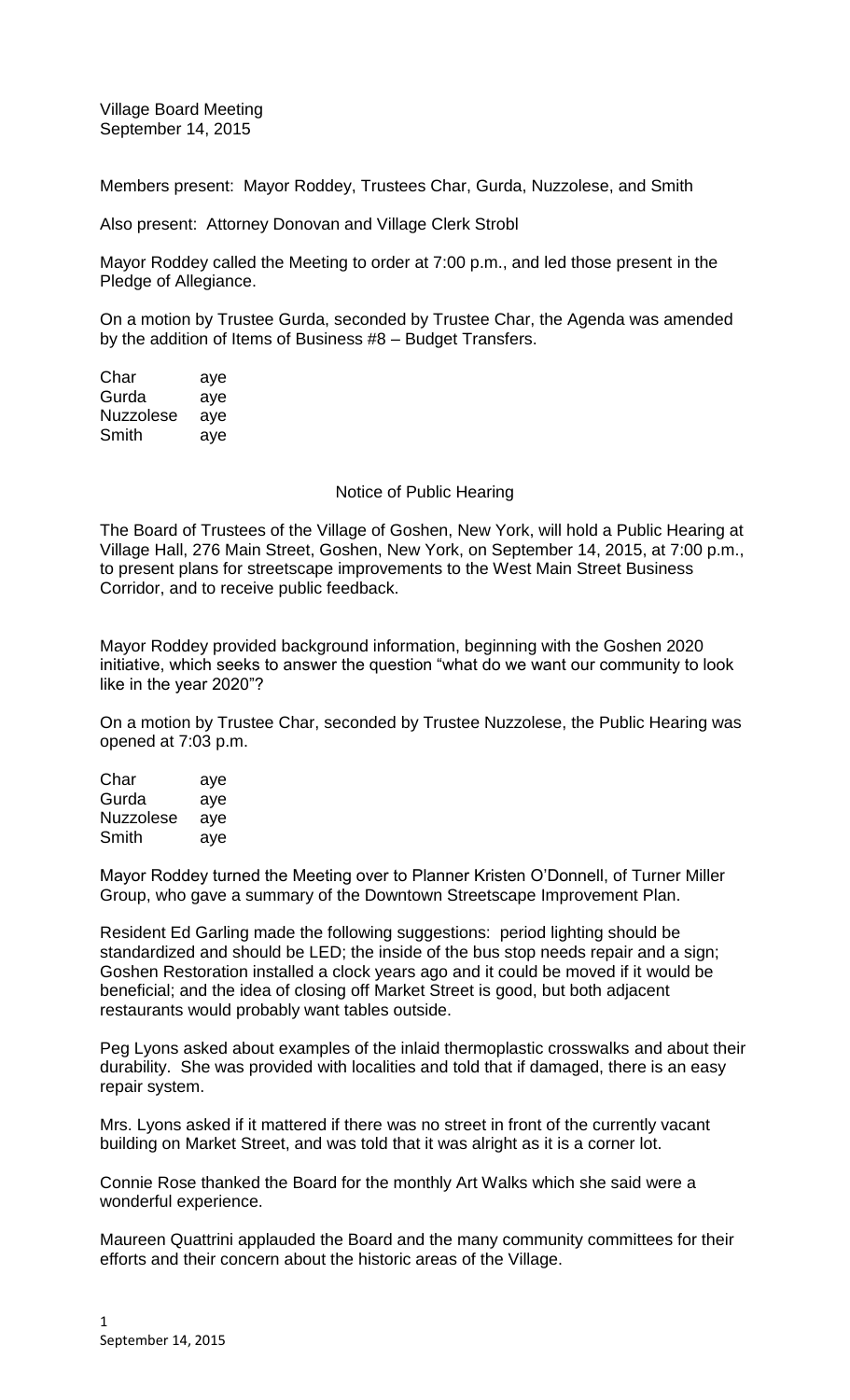Village Board Meeting
September 14, 2015

Members present: Mayor Roddey, Trustees Char, Gurda, Nuzzolese, and Smith

Also present: Attorney Donovan and Village Clerk Strobl

Mayor Roddey called the Meeting to order at 7:00 p.m., and led those present in the Pledge of Allegiance.

On a motion by Trustee Gurda, seconded by Trustee Char, the Agenda was amended by the addition of Items of Business #8 – Budget Transfers.

| | |
|---|---|
| Char | aye |
| Gurda | aye |
| Nuzzolese | aye |
| Smith | aye |

## Notice of Public Hearing

The Board of Trustees of the Village of Goshen, New York, will hold a Public Hearing at Village Hall, 276 Main Street, Goshen, New York, on September 14, 2015, at 7:00 p.m., to present plans for streetscape improvements to the West Main Street Business Corridor, and to receive public feedback.

Mayor Roddey provided background information, beginning with the Goshen 2020 initiative, which seeks to answer the question "what do we want our community to look like in the year 2020"?

On a motion by Trustee Char, seconded by Trustee Nuzzolese, the Public Hearing was opened at 7:03 p.m.

| | |
|---|---|
| Char | aye |
| Gurda | aye |
| Nuzzolese | aye |
| Smith | aye |

Mayor Roddey turned the Meeting over to Planner Kristen O'Donnell, of Turner Miller Group, who gave a summary of the Downtown Streetscape Improvement Plan.

Resident Ed Garling made the following suggestions: period lighting should be standardized and should be LED; the inside of the bus stop needs repair and a sign; Goshen Restoration installed a clock years ago and it could be moved if it would be beneficial; and the idea of closing off Market Street is good, but both adjacent restaurants would probably want tables outside.

Peg Lyons asked about examples of the inlaid thermoplastic crosswalks and about their durability. She was provided with localities and told that if damaged, there is an easy repair system.

Mrs. Lyons asked if it mattered if there was no street in front of the currently vacant building on Market Street, and was told that it was alright as it is a corner lot.

Connie Rose thanked the Board for the monthly Art Walks which she said were a wonderful experience.

Maureen Quattrini applauded the Board and the many community committees for their efforts and their concern about the historic areas of the Village.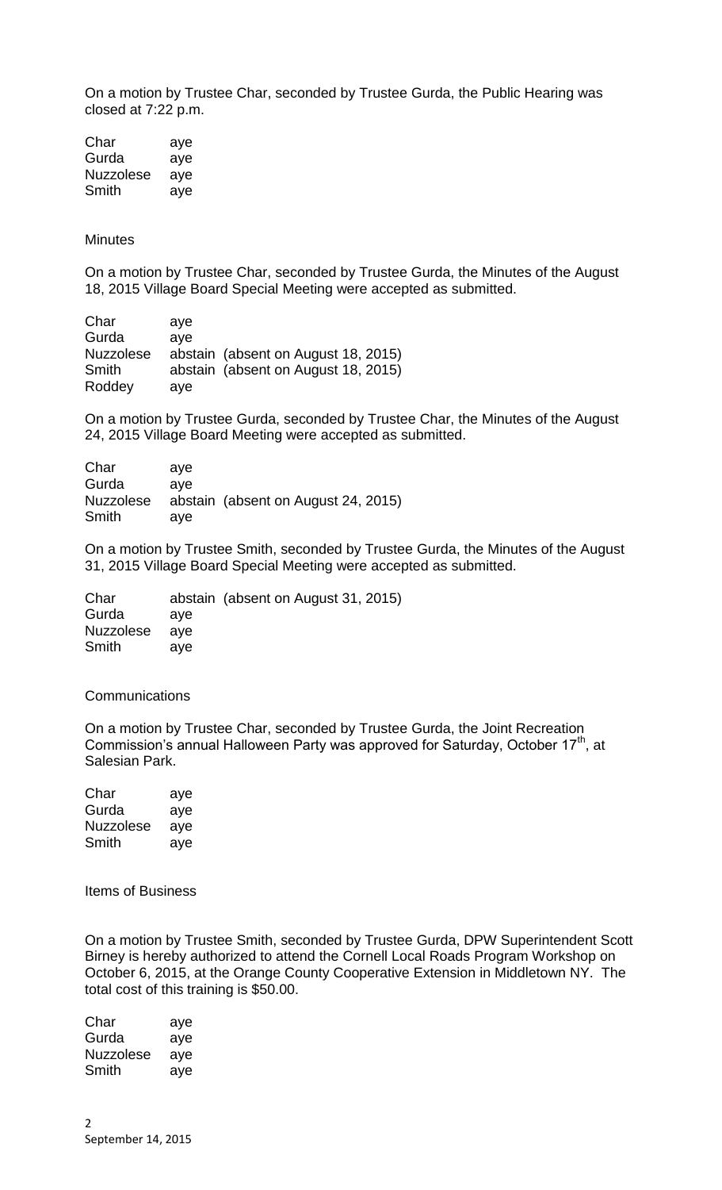On a motion by Trustee Char, seconded by Trustee Gurda, the Public Hearing was closed at 7:22 p.m.

| | |
|---|---|
| Char | aye |
| Gurda | aye |
| Nuzzolese | aye |
| Smith | aye |

Minutes

On a motion by Trustee Char, seconded by Trustee Gurda, the Minutes of the August 18, 2015 Village Board Special Meeting were accepted as submitted.

| | |
|---|---|
| Char | aye |
| Gurda | aye |
| Nuzzolese | abstain (absent on August 18, 2015) |
| Smith | abstain (absent on August 18, 2015) |
| Roddey | aye |

On a motion by Trustee Gurda, seconded by Trustee Char, the Minutes of the August 24, 2015 Village Board Meeting were accepted as submitted.

| | |
|---|---|
| Char | aye |
| Gurda | aye |
| Nuzzolese | abstain (absent on August 24, 2015) |
| Smith | aye |

On a motion by Trustee Smith, seconded by Trustee Gurda, the Minutes of the August 31, 2015 Village Board Special Meeting were accepted as submitted.

| | |
|---|---|
| Char | abstain (absent on August 31, 2015) |
| Gurda | aye |
| Nuzzolese | aye |
| Smith | aye |

Communications

On a motion by Trustee Char, seconded by Trustee Gurda, the Joint Recreation Commission's annual Halloween Party was approved for Saturday, October 17th, at Salesian Park.

| | |
|---|---|
| Char | aye |
| Gurda | aye |
| Nuzzolese | aye |
| Smith | aye |

Items of Business

On a motion by Trustee Smith, seconded by Trustee Gurda, DPW Superintendent Scott Birney is hereby authorized to attend the Cornell Local Roads Program Workshop on October 6, 2015, at the Orange County Cooperative Extension in Middletown NY. The total cost of this training is $50.00.

| | |
|---|---|
| Char | aye |
| Gurda | aye |
| Nuzzolese | aye |
| Smith | aye |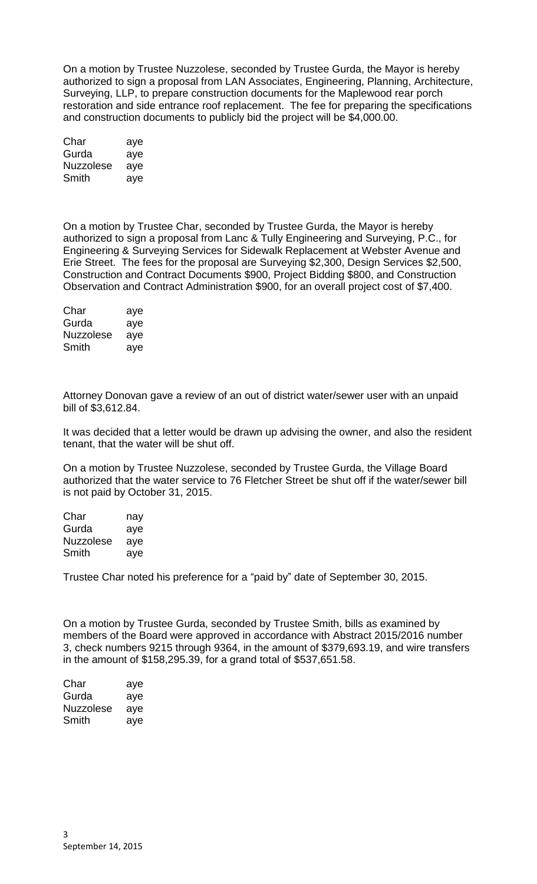On a motion by Trustee Nuzzolese, seconded by Trustee Gurda, the Mayor is hereby authorized to sign a proposal from LAN Associates, Engineering, Planning, Architecture, Surveying, LLP, to prepare construction documents for the Maplewood rear porch restoration and side entrance roof replacement. The fee for preparing the specifications and construction documents to publicly bid the project will be $4,000.00.

| | |
|---|---|
| Char | aye |
| Gurda | aye |
| Nuzzolese | aye |
| Smith | aye |

On a motion by Trustee Char, seconded by Trustee Gurda, the Mayor is hereby authorized to sign a proposal from Lanc & Tully Engineering and Surveying, P.C., for Engineering & Surveying Services for Sidewalk Replacement at Webster Avenue and Erie Street. The fees for the proposal are Surveying $2,300, Design Services $2,500, Construction and Contract Documents $900, Project Bidding $800, and Construction Observation and Contract Administration $900, for an overall project cost of $7,400.

| | |
|---|---|
| Char | aye |
| Gurda | aye |
| Nuzzolese | aye |
| Smith | aye |

Attorney Donovan gave a review of an out of district water/sewer user with an unpaid bill of $3,612.84.

It was decided that a letter would be drawn up advising the owner, and also the resident tenant, that the water will be shut off.

On a motion by Trustee Nuzzolese, seconded by Trustee Gurda, the Village Board authorized that the water service to 76 Fletcher Street be shut off if the water/sewer bill is not paid by October 31, 2015.

| | |
|---|---|
| Char | nay |
| Gurda | aye |
| Nuzzolese | aye |
| Smith | aye |

Trustee Char noted his preference for a "paid by" date of September 30, 2015.

On a motion by Trustee Gurda, seconded by Trustee Smith, bills as examined by members of the Board were approved in accordance with Abstract 2015/2016 number 3, check numbers 9215 through 9364, in the amount of $379,693.19, and wire transfers in the amount of $158,295.39, for a grand total of $537,651.58.

| | |
|---|---|
| Char | aye |
| Gurda | aye |
| Nuzzolese | aye |
| Smith | aye |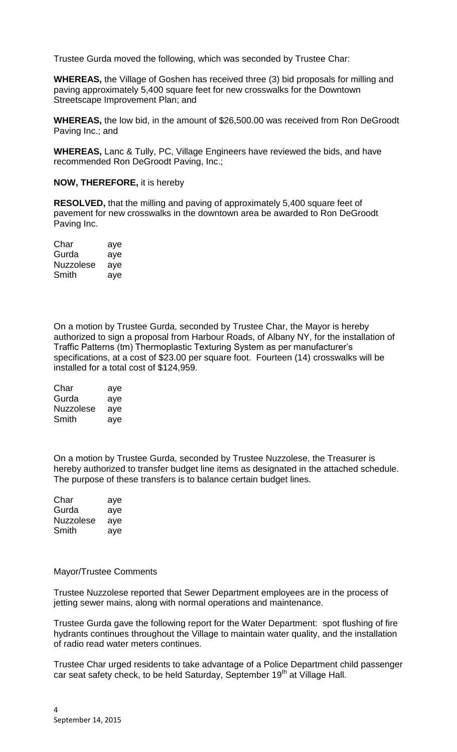Trustee Gurda moved the following, which was seconded by Trustee Char:

**WHEREAS,** the Village of Goshen has received three (3) bid proposals for milling and paving approximately 5,400 square feet for new crosswalks for the Downtown Streetscape Improvement Plan; and

**WHEREAS,** the low bid, in the amount of $26,500.00 was received from Ron DeGroodt Paving Inc.; and

**WHEREAS,** Lanc & Tully, PC, Village Engineers have reviewed the bids, and have recommended Ron DeGroodt Paving, Inc.;

**NOW, THEREFORE,** it is hereby

**RESOLVED,** that the milling and paving of approximately 5,400 square feet of pavement for new crosswalks in the downtown area be awarded to Ron DeGroodt Paving Inc.

| | |
|---|---|
| Char | aye |
| Gurda | aye |
| Nuzzolese | aye |
| Smith | aye |

On a motion by Trustee Gurda, seconded by Trustee Char, the Mayor is hereby authorized to sign a proposal from Harbour Roads, of Albany NY, for the installation of Traffic Patterns (tm) Thermoplastic Texturing System as per manufacturer's specifications, at a cost of $23.00 per square foot. Fourteen (14) crosswalks will be installed for a total cost of $124,959.

| | |
|---|---|
| Char | aye |
| Gurda | aye |
| Nuzzolese | aye |
| Smith | aye |

On a motion by Trustee Gurda, seconded by Trustee Nuzzolese, the Treasurer is hereby authorized to transfer budget line items as designated in the attached schedule. The purpose of these transfers is to balance certain budget lines.

| | |
|---|---|
| Char | aye |
| Gurda | aye |
| Nuzzolese | aye |
| Smith | aye |

Mayor/Trustee Comments

Trustee Nuzzolese reported that Sewer Department employees are in the process of jetting sewer mains, along with normal operations and maintenance.

Trustee Gurda gave the following report for the Water Department: spot flushing of fire hydrants continues throughout the Village to maintain water quality, and the installation of radio read water meters continues.

Trustee Char urged residents to take advantage of a Police Department child passenger car seat safety check, to be held Saturday, September 19th at Village Hall.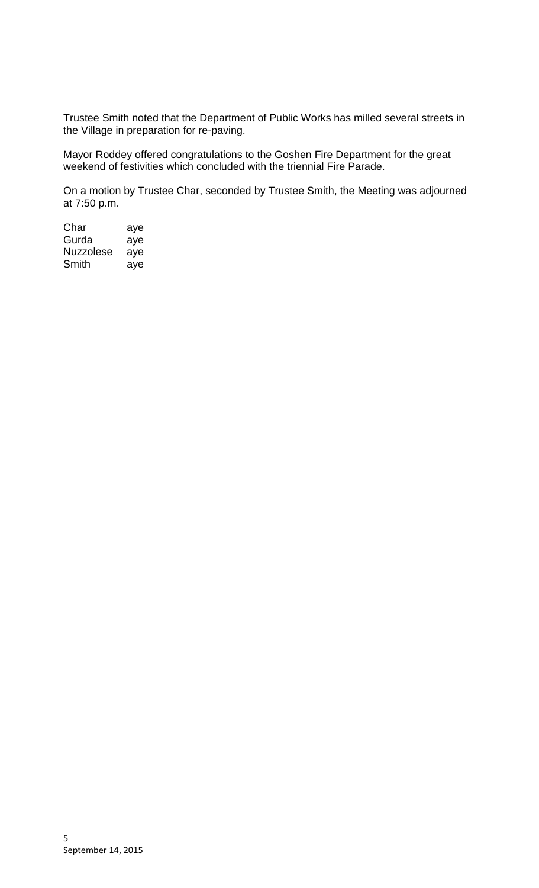Trustee Smith noted that the Department of Public Works has milled several streets in the Village in preparation for re-paving.

Mayor Roddey offered congratulations to the Goshen Fire Department for the great weekend of festivities which concluded with the triennial Fire Parade.

On a motion by Trustee Char, seconded by Trustee Smith, the Meeting was adjourned at 7:50 p.m.

| | |
|---|---|
| Char | aye |
| Gurda | aye |
| Nuzzolese | aye |
| Smith | aye |